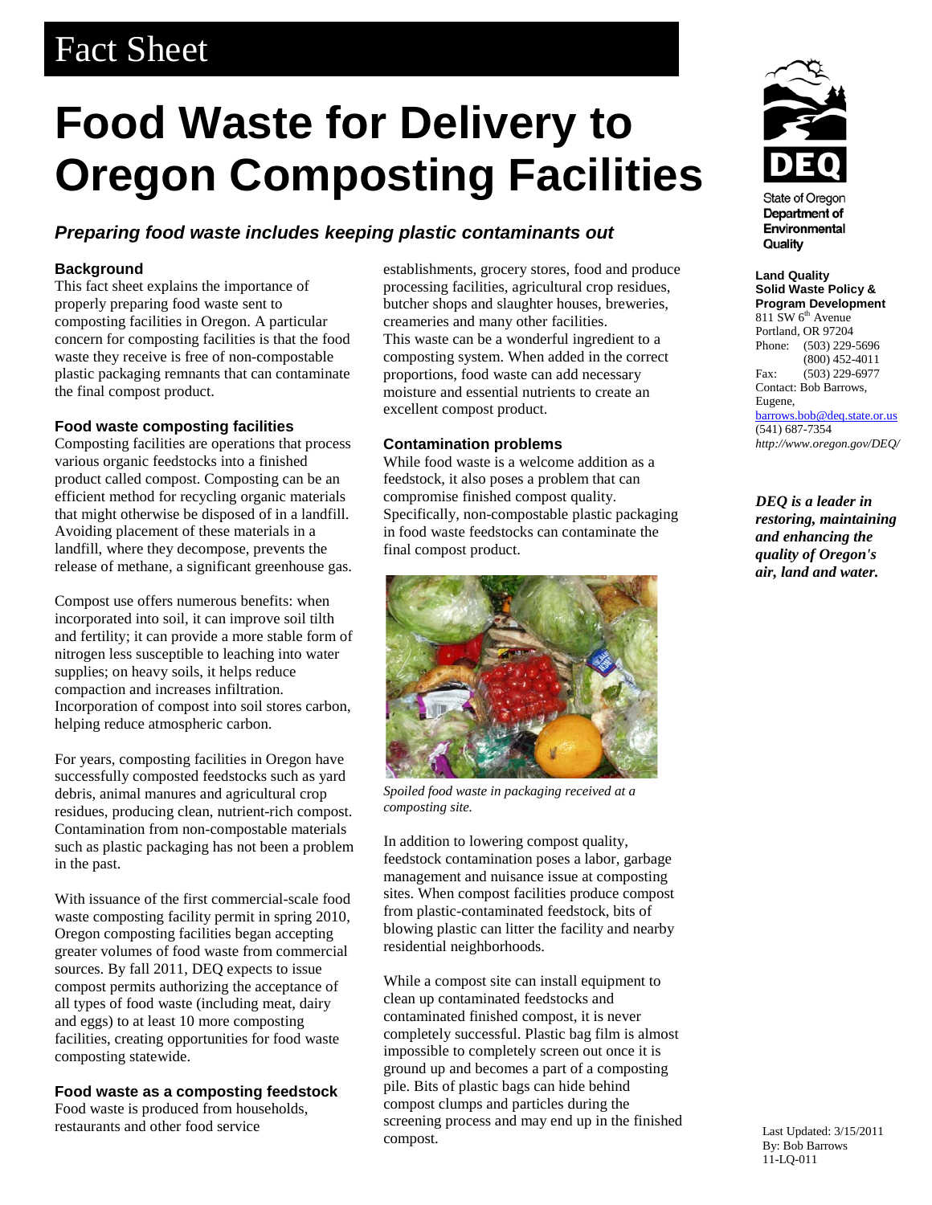Fact Sheet

# Food Waste for Delivery to Oregon Composting Facilities

### *Preparing food waste includes keeping plastic contaminants out*

## Background

This fact sheet explains the importance of properly preparing food waste sent to composting facilities in Oregon. A particular concern for composting facilities is that the food waste they receive is free of non-compostable plastic packaging remnants that can contaminate the final compost product.

## Food waste composting facilities

Composting facilities are operations that process various organic feedstocks into a finished product called compost. Composting can be an efficient method for recycling organic materials that might otherwise be disposed of in a landfill. Avoiding placement of these materials in a landfill, where they decompose, prevents the release of methane, a significant greenhouse gas.

Compost use offers numerous benefits: when incorporated into soil, it can improve soil tilth and fertility; it can provide a more stable form of nitrogen less susceptible to leaching into water supplies; on heavy soils, it helps reduce compaction and increases infiltration. Incorporation of compost into soil stores carbon, helping reduce atmospheric carbon.

For years, composting facilities in Oregon have successfully composted feedstocks such as yard debris, animal manures and agricultural crop residues, producing clean, nutrient-rich compost. Contamination from non-compostable materials such as plastic packaging has not been a problem in the past.

With issuance of the first commercial-scale food waste composting facility permit in spring 2010, Oregon composting facilities began accepting greater volumes of food waste from commercial sources. By fall 2011, DEQ expects to issue compost permits authorizing the acceptance of all types of food waste (including meat, dairy and eggs) to at least 10 more composting facilities, creating opportunities for food waste composting statewide.

## Food waste as a composting feedstock

Food waste is produced from households, restaurants and other food service establishments, grocery stores, food and produce processing facilities, agricultural crop residues, butcher shops and slaughter houses, breweries, creameries and many other facilities. This waste can be a wonderful ingredient to a composting system. When added in the correct proportions, food waste can add necessary moisture and essential nutrients to create an excellent compost product.

## Contamination problems

While food waste is a welcome addition as a feedstock, it also poses a problem that can compromise finished compost quality. Specifically, non-compostable plastic packaging in food waste feedstocks can contaminate the final compost product.

*Spoiled food waste in packaging received at a composting site.*

In addition to lowering compost quality, feedstock contamination poses a labor, garbage management and nuisance issue at composting sites. When compost facilities produce compost from plastic-contaminated feedstock, bits of blowing plastic can litter the facility and nearby residential neighborhoods.

While a compost site can install equipment to clean up contaminated feedstocks and contaminated finished compost, it is never completely successful. Plastic bag film is almost impossible to completely screen out once it is ground up and becomes a part of a composting pile. Bits of plastic bags can hide behind compost clumps and particles during the screening process and may end up in the finished compost.

---

State of Oregon
Department of Environmental Quality

**Land Quality**
**Solid Waste Policy & Program Development**
811 SW 6th Avenue
Portland, OR 97204
Phone: (503) 229-5696
(800) 452-4011
Fax: (503) 229-6977
Contact: Bob Barrows, Eugene,
barrows.bob@deq.state.or.us
(541) 687-7354
*http://www.oregon.gov/DEQ/*

***DEQ is a leader in restoring, maintaining and enhancing the quality of Oregon's air, land and water.***

Last Updated: 3/15/2011
By: Bob Barrows
11-LQ-011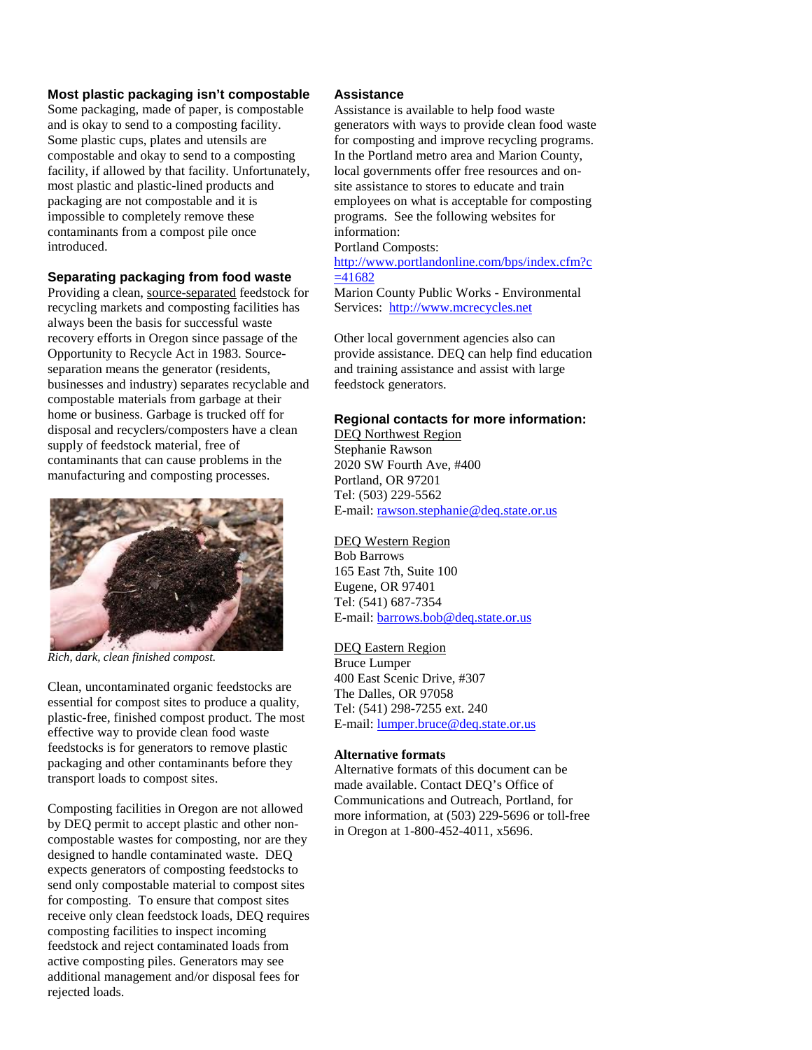### Most plastic packaging isn't compostable

Some packaging, made of paper, is compostable and is okay to send to a composting facility. Some plastic cups, plates and utensils are compostable and okay to send to a composting facility, if allowed by that facility. Unfortunately, most plastic and plastic-lined products and packaging are not compostable and it is impossible to completely remove these contaminants from a compost pile once introduced.

### Separating packaging from food waste

Providing a clean, source-separated feedstock for recycling markets and composting facilities has always been the basis for successful waste recovery efforts in Oregon since passage of the Opportunity to Recycle Act in 1983. Source-separation means the generator (residents, businesses and industry) separates recyclable and compostable materials from garbage at their home or business. Garbage is trucked off for disposal and recyclers/composters have a clean supply of feedstock material, free of contaminants that can cause problems in the manufacturing and composting processes.

*Rich, dark, clean finished compost.*

Clean, uncontaminated organic feedstocks are essential for compost sites to produce a quality, plastic-free, finished compost product. The most effective way to provide clean food waste feedstocks is for generators to remove plastic packaging and other contaminants before they transport loads to compost sites.

Composting facilities in Oregon are not allowed by DEQ permit to accept plastic and other non-compostable wastes for composting, nor are they designed to handle contaminated waste. DEQ expects generators of composting feedstocks to send only compostable material to compost sites for composting. To ensure that compost sites receive only clean feedstock loads, DEQ requires composting facilities to inspect incoming feedstock and reject contaminated loads from active composting piles. Generators may see additional management and/or disposal fees for rejected loads.

### Assistance

Assistance is available to help food waste generators with ways to provide clean food waste for composting and improve recycling programs. In the Portland metro area and Marion County, local governments offer free resources and on-site assistance to stores to educate and train employees on what is acceptable for composting programs. See the following websites for information:

Portland Composts:
http://www.portlandonline.com/bps/index.cfm?c=41682

Marion County Public Works - Environmental Services: http://www.mcrecycles.net

Other local government agencies also can provide assistance. DEQ can help find education and training assistance and assist with large feedstock generators.

### Regional contacts for more information:

DEQ Northwest Region
Stephanie Rawson
2020 SW Fourth Ave, #400
Portland, OR 97201
Tel: (503) 229-5562
E-mail: rawson.stephanie@deq.state.or.us

DEQ Western Region
Bob Barrows
165 East 7th, Suite 100
Eugene, OR 97401
Tel: (541) 687-7354
E-mail: barrows.bob@deq.state.or.us

DEQ Eastern Region
Bruce Lumper
400 East Scenic Drive, #307
The Dalles, OR 97058
Tel: (541) 298-7255 ext. 240
E-mail: lumper.bruce@deq.state.or.us

**Alternative formats**

Alternative formats of this document can be made available. Contact DEQ's Office of Communications and Outreach, Portland, for more information, at (503) 229-5696 or toll-free in Oregon at 1-800-452-4011, x5696.